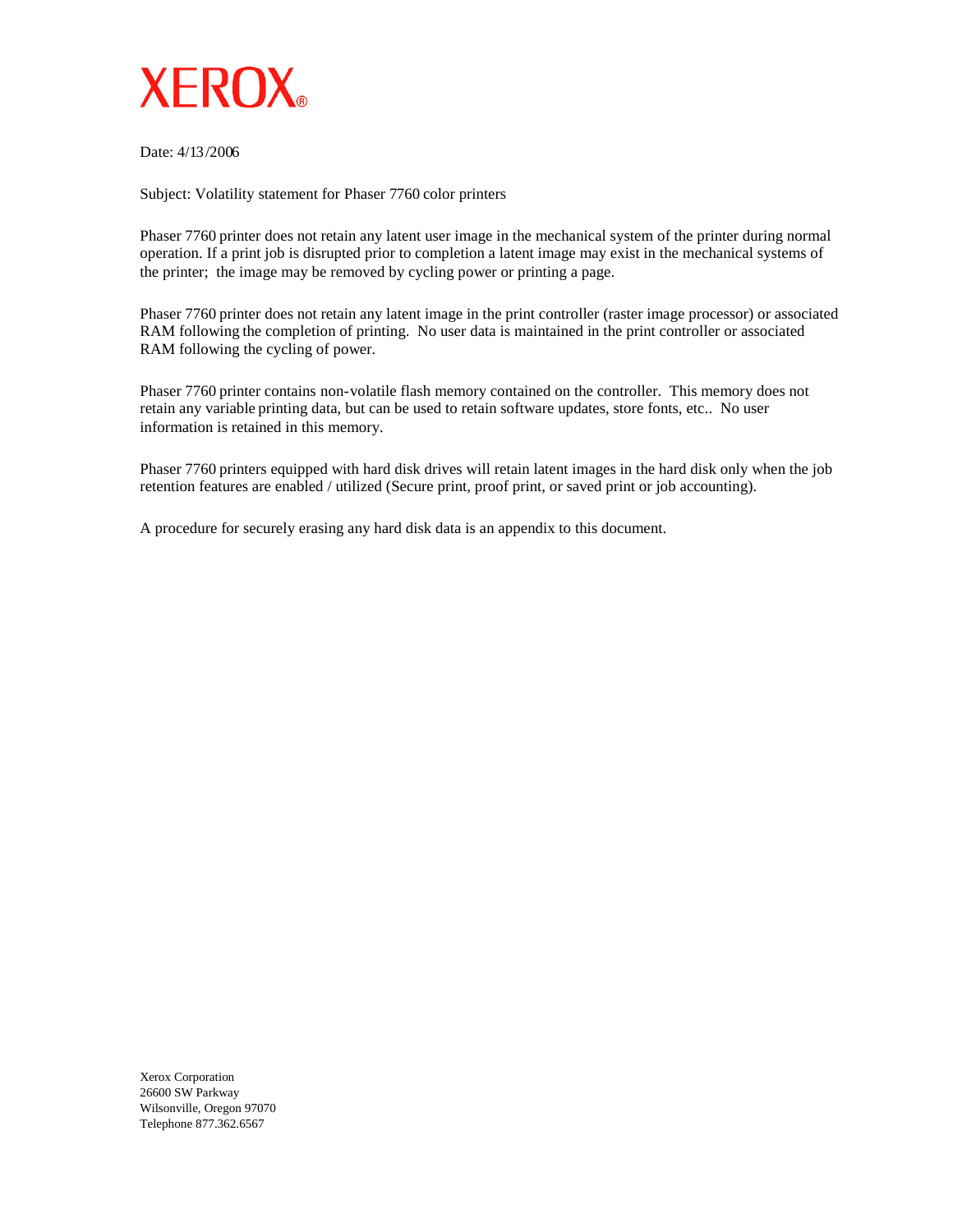XEROX®

Date: 4/13/2006

Subject: Volatility statement for Phaser 7760 color printers

Phaser 7760 printer does not retain any latent user image in the mechanical system of the printer during normal operation. If a print job is disrupted prior to completion a latent image may exist in the mechanical systems of the printer; the image may be removed by cycling power or printing a page.

Phaser 7760 printer does not retain any latent image in the print controller (raster image processor) or associated RAM following the completion of printing. No user data is maintained in the print controller or associated RAM following the cycling of power.

Phaser 7760 printer contains non-volatile flash memory contained on the controller. This memory does not retain any variable printing data, but can be used to retain software updates, store fonts, etc.. No user information is retained in this memory.

Phaser 7760 printers equipped with hard disk drives will retain latent images in the hard disk only when the job retention features are enabled / utilized (Secure print, proof print, or saved print or job accounting).

A procedure for securely erasing any hard disk data is an appendix to this document.

Xerox Corporation
26600 SW Parkway
Wilsonville, Oregon 97070
Telephone 877.362.6567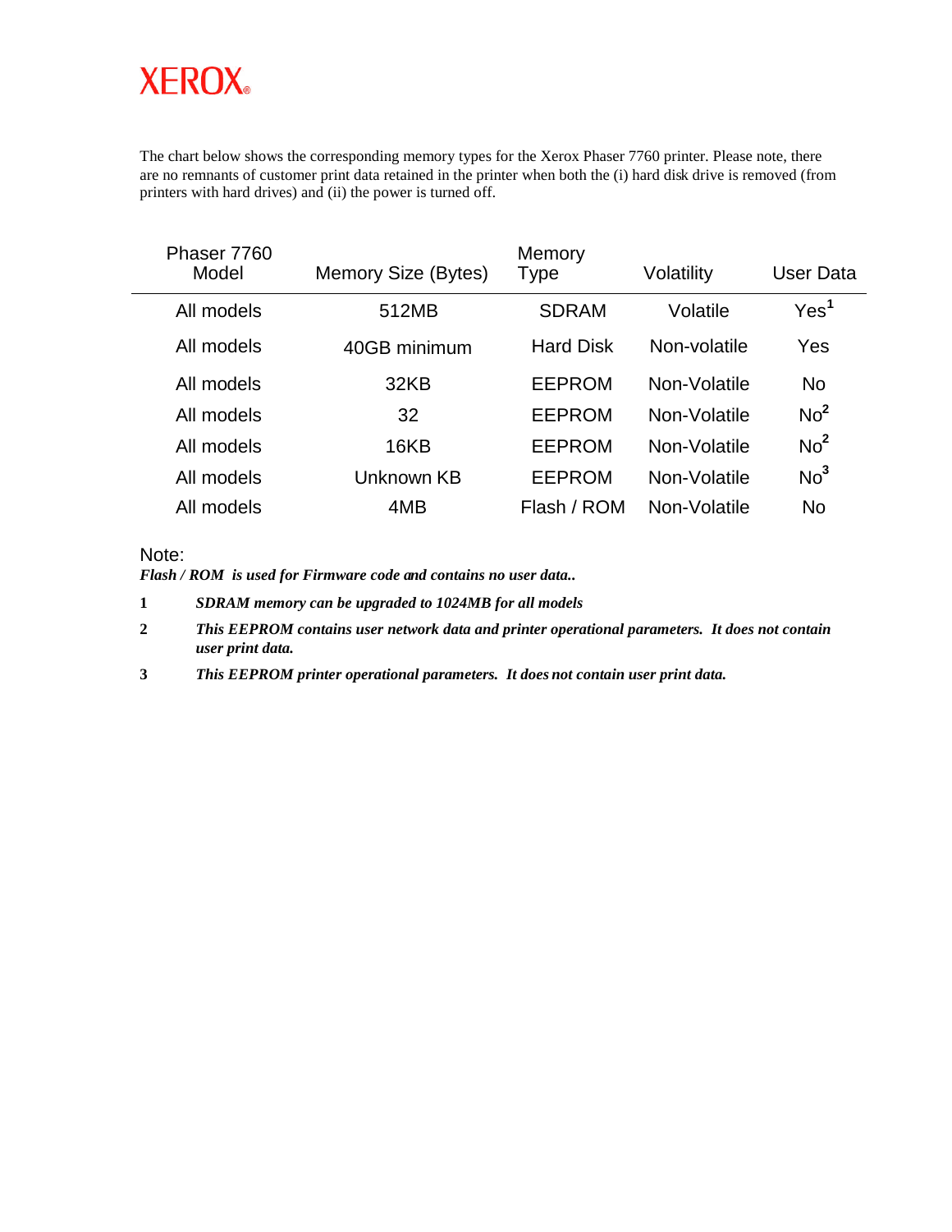XEROX

The chart below shows the corresponding memory types for the Xerox Phaser 7760 printer. Please note, there are no remnants of customer print data retained in the printer when both the (i) hard disk drive is removed (from printers with hard drives) and (ii) the power is turned off.

| Phaser 7760 Model | Memory Size (Bytes) | Memory Type | Volatility | User Data |
|---|---|---|---|---|
| All models | 512MB | SDRAM | Volatile | Yes[1] |
| All models | 40GB minimum | Hard Disk | Non-volatile | Yes |
| All models | 32KB | EEPROM | Non-Volatile | No |
| All models | 32 | EEPROM | Non-Volatile | No[2] |
| All models | 16KB | EEPROM | Non-Volatile | No[2] |
| All models | Unknown KB | EEPROM | Non-Volatile | No[3] |
| All models | 4MB | Flash / ROM | Non-Volatile | No |

Note:

***Flash / ROM is used for Firmware code and contains no user data..***

1 ***SDRAM memory can be upgraded to 1024MB for all models***

2 ***This EEPROM contains user network data and printer operational parameters. It does not contain user print data.***

3 ***This EEPROM printer operational parameters. It does not contain user print data.***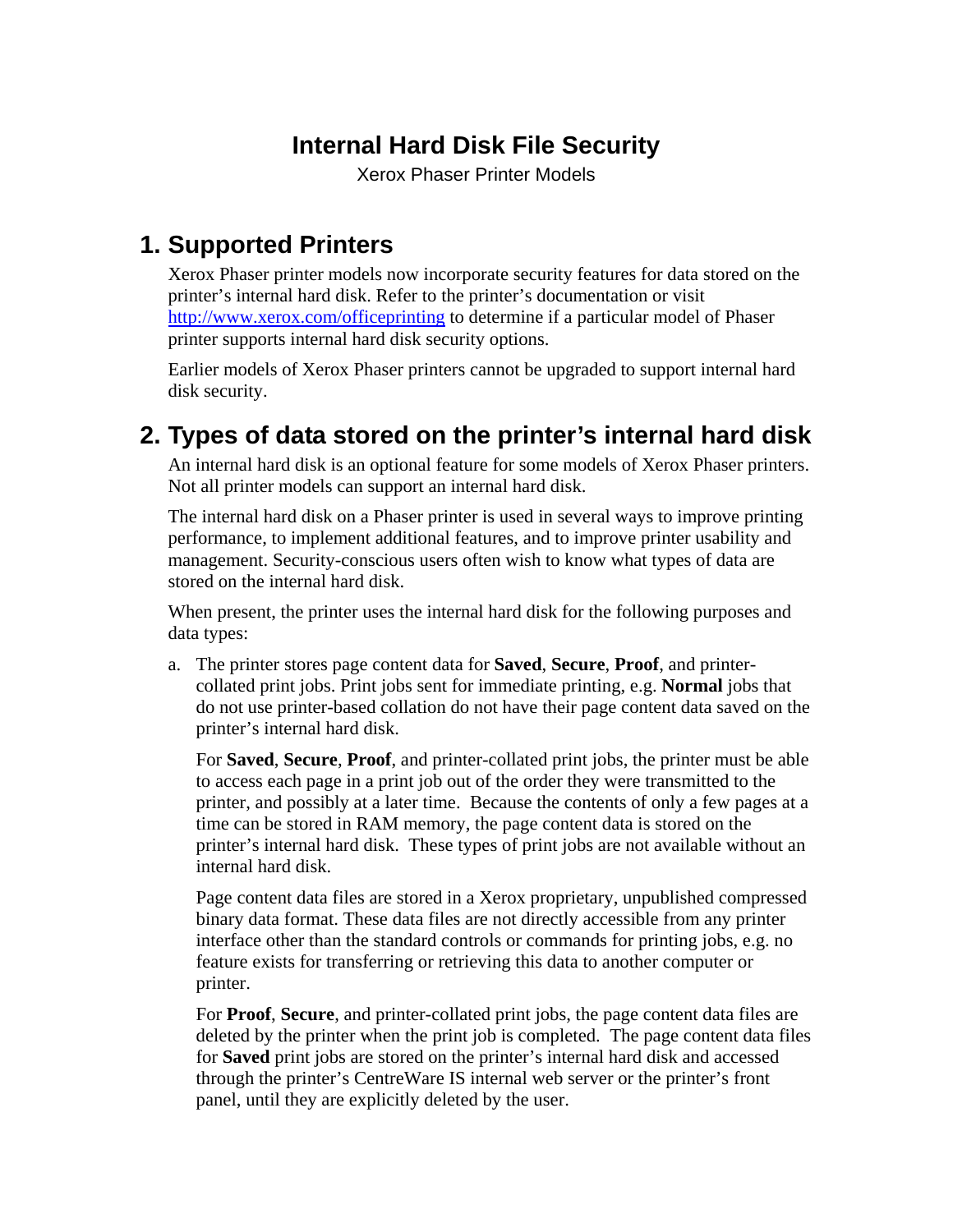# Internal Hard Disk File Security

Xerox Phaser Printer Models

## 1. Supported Printers

Xerox Phaser printer models now incorporate security features for data stored on the printer's internal hard disk. Refer to the printer's documentation or visit http://www.xerox.com/officeprinting to determine if a particular model of Phaser printer supports internal hard disk security options.

Earlier models of Xerox Phaser printers cannot be upgraded to support internal hard disk security.

## 2. Types of data stored on the printer's internal hard disk

An internal hard disk is an optional feature for some models of Xerox Phaser printers. Not all printer models can support an internal hard disk.

The internal hard disk on a Phaser printer is used in several ways to improve printing performance, to implement additional features, and to improve printer usability and management. Security-conscious users often wish to know what types of data are stored on the internal hard disk.

When present, the printer uses the internal hard disk for the following purposes and data types:

a. The printer stores page content data for **Saved**, **Secure**, **Proof**, and printer-collated print jobs. Print jobs sent for immediate printing, e.g. **Normal** jobs that do not use printer-based collation do not have their page content data saved on the printer's internal hard disk.

   For **Saved**, **Secure**, **Proof**, and printer-collated print jobs, the printer must be able to access each page in a print job out of the order they were transmitted to the printer, and possibly at a later time. Because the contents of only a few pages at a time can be stored in RAM memory, the page content data is stored on the printer's internal hard disk. These types of print jobs are not available without an internal hard disk.

   Page content data files are stored in a Xerox proprietary, unpublished compressed binary data format. These data files are not directly accessible from any printer interface other than the standard controls or commands for printing jobs, e.g. no feature exists for transferring or retrieving this data to another computer or printer.

   For **Proof**, **Secure**, and printer-collated print jobs, the page content data files are deleted by the printer when the print job is completed. The page content data files for **Saved** print jobs are stored on the printer's internal hard disk and accessed through the printer's CentreWare IS internal web server or the printer's front panel, until they are explicitly deleted by the user.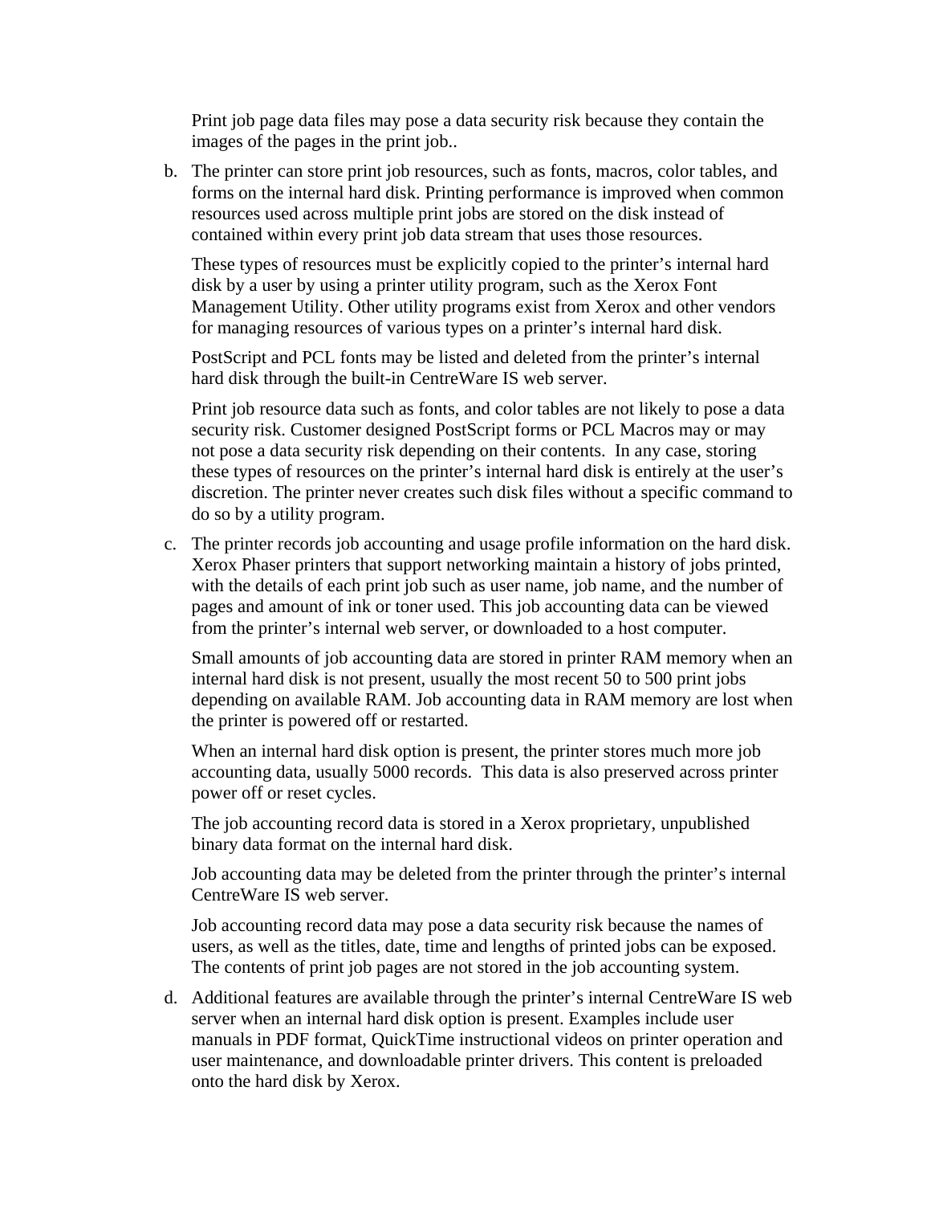Print job page data files may pose a data security risk because they contain the images of the pages in the print job..

b. The printer can store print job resources, such as fonts, macros, color tables, and forms on the internal hard disk. Printing performance is improved when common resources used across multiple print jobs are stored on the disk instead of contained within every print job data stream that uses those resources.

   These types of resources must be explicitly copied to the printer's internal hard disk by a user by using a printer utility program, such as the Xerox Font Management Utility. Other utility programs exist from Xerox and other vendors for managing resources of various types on a printer's internal hard disk.

   PostScript and PCL fonts may be listed and deleted from the printer's internal hard disk through the built-in CentreWare IS web server.

   Print job resource data such as fonts, and color tables are not likely to pose a data security risk. Customer designed PostScript forms or PCL Macros may or may not pose a data security risk depending on their contents. In any case, storing these types of resources on the printer's internal hard disk is entirely at the user's discretion. The printer never creates such disk files without a specific command to do so by a utility program.

c. The printer records job accounting and usage profile information on the hard disk. Xerox Phaser printers that support networking maintain a history of jobs printed, with the details of each print job such as user name, job name, and the number of pages and amount of ink or toner used. This job accounting data can be viewed from the printer's internal web server, or downloaded to a host computer.

   Small amounts of job accounting data are stored in printer RAM memory when an internal hard disk is not present, usually the most recent 50 to 500 print jobs depending on available RAM. Job accounting data in RAM memory are lost when the printer is powered off or restarted.

   When an internal hard disk option is present, the printer stores much more job accounting data, usually 5000 records. This data is also preserved across printer power off or reset cycles.

   The job accounting record data is stored in a Xerox proprietary, unpublished binary data format on the internal hard disk.

   Job accounting data may be deleted from the printer through the printer's internal CentreWare IS web server.

   Job accounting record data may pose a data security risk because the names of users, as well as the titles, date, time and lengths of printed jobs can be exposed. The contents of print job pages are not stored in the job accounting system.

d. Additional features are available through the printer's internal CentreWare IS web server when an internal hard disk option is present. Examples include user manuals in PDF format, QuickTime instructional videos on printer operation and user maintenance, and downloadable printer drivers. This content is preloaded onto the hard disk by Xerox.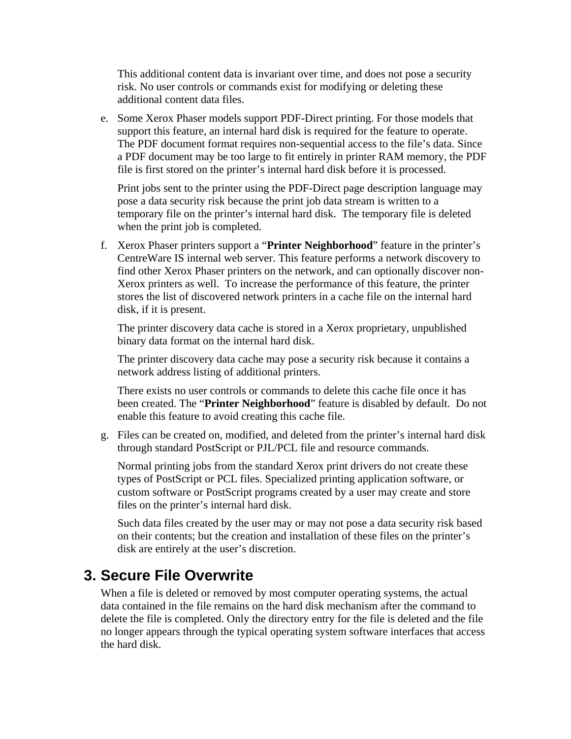This additional content data is invariant over time, and does not pose a security risk. No user controls or commands exist for modifying or deleting these additional content data files.

e. Some Xerox Phaser models support PDF-Direct printing. For those models that support this feature, an internal hard disk is required for the feature to operate. The PDF document format requires non-sequential access to the file's data. Since a PDF document may be too large to fit entirely in printer RAM memory, the PDF file is first stored on the printer's internal hard disk before it is processed.

   Print jobs sent to the printer using the PDF-Direct page description language may pose a data security risk because the print job data stream is written to a temporary file on the printer's internal hard disk. The temporary file is deleted when the print job is completed.

f. Xerox Phaser printers support a "**Printer Neighborhood**" feature in the printer's CentreWare IS internal web server. This feature performs a network discovery to find other Xerox Phaser printers on the network, and can optionally discover non-Xerox printers as well. To increase the performance of this feature, the printer stores the list of discovered network printers in a cache file on the internal hard disk, if it is present.

   The printer discovery data cache is stored in a Xerox proprietary, unpublished binary data format on the internal hard disk.

   The printer discovery data cache may pose a security risk because it contains a network address listing of additional printers.

   There exists no user controls or commands to delete this cache file once it has been created. The "**Printer Neighborhood**" feature is disabled by default. Do not enable this feature to avoid creating this cache file.

g. Files can be created on, modified, and deleted from the printer's internal hard disk through standard PostScript or PJL/PCL file and resource commands.

   Normal printing jobs from the standard Xerox print drivers do not create these types of PostScript or PCL files. Specialized printing application software, or custom software or PostScript programs created by a user may create and store files on the printer's internal hard disk.

   Such data files created by the user may or may not pose a data security risk based on their contents; but the creation and installation of these files on the printer's disk are entirely at the user's discretion.

## 3. Secure File Overwrite

When a file is deleted or removed by most computer operating systems, the actual data contained in the file remains on the hard disk mechanism after the command to delete the file is completed. Only the directory entry for the file is deleted and the file no longer appears through the typical operating system software interfaces that access the hard disk.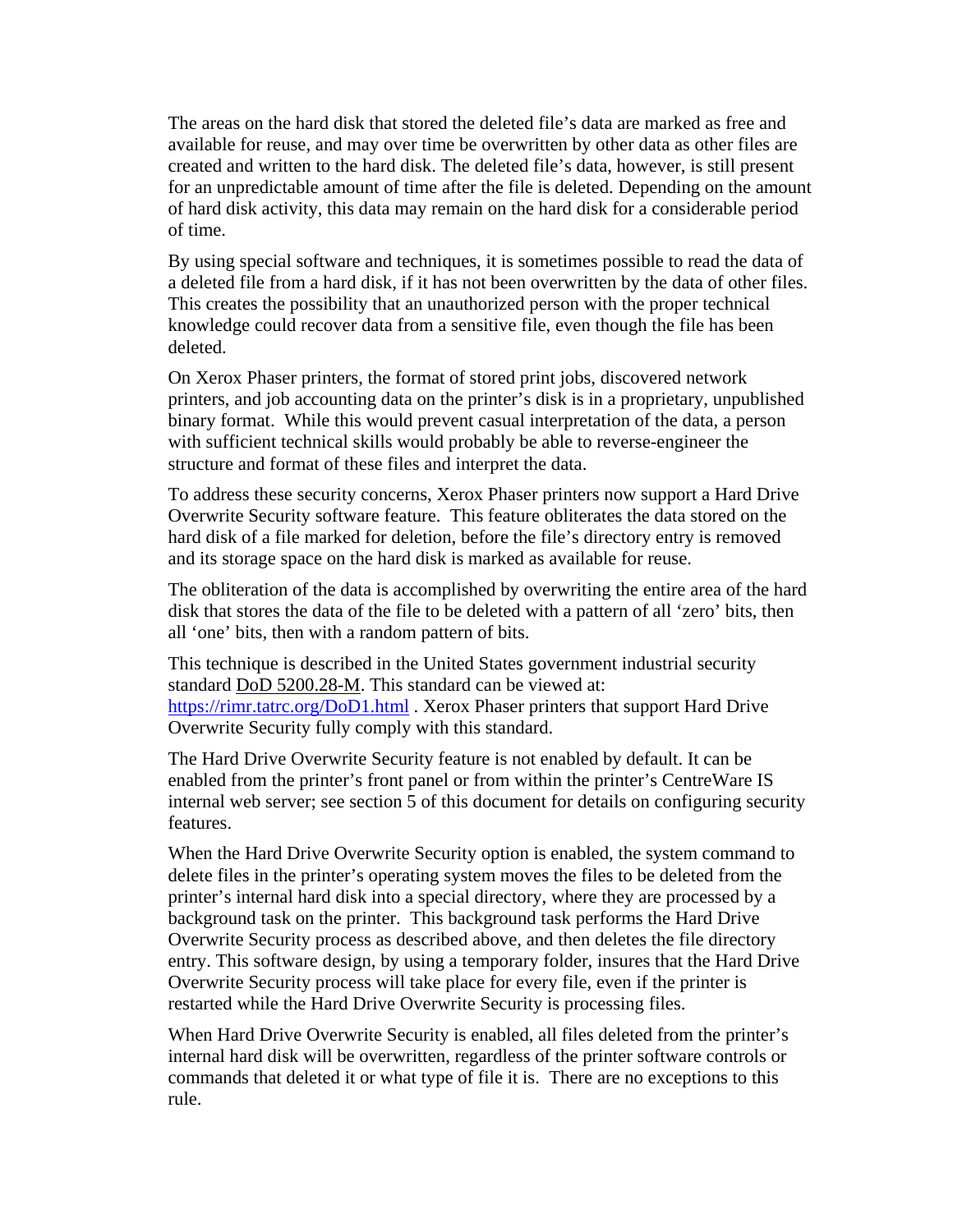The areas on the hard disk that stored the deleted file's data are marked as free and available for reuse, and may over time be overwritten by other data as other files are created and written to the hard disk. The deleted file's data, however, is still present for an unpredictable amount of time after the file is deleted. Depending on the amount of hard disk activity, this data may remain on the hard disk for a considerable period of time.

By using special software and techniques, it is sometimes possible to read the data of a deleted file from a hard disk, if it has not been overwritten by the data of other files. This creates the possibility that an unauthorized person with the proper technical knowledge could recover data from a sensitive file, even though the file has been deleted.

On Xerox Phaser printers, the format of stored print jobs, discovered network printers, and job accounting data on the printer's disk is in a proprietary, unpublished binary format. While this would prevent casual interpretation of the data, a person with sufficient technical skills would probably be able to reverse-engineer the structure and format of these files and interpret the data.

To address these security concerns, Xerox Phaser printers now support a Hard Drive Overwrite Security software feature. This feature obliterates the data stored on the hard disk of a file marked for deletion, before the file's directory entry is removed and its storage space on the hard disk is marked as available for reuse.

The obliteration of the data is accomplished by overwriting the entire area of the hard disk that stores the data of the file to be deleted with a pattern of all 'zero' bits, then all 'one' bits, then with a random pattern of bits.

This technique is described in the United States government industrial security standard DoD 5200.28-M. This standard can be viewed at: https://rimr.tatrc.org/DoD1.html . Xerox Phaser printers that support Hard Drive Overwrite Security fully comply with this standard.

The Hard Drive Overwrite Security feature is not enabled by default. It can be enabled from the printer's front panel or from within the printer's CentreWare IS internal web server; see section 5 of this document for details on configuring security features.

When the Hard Drive Overwrite Security option is enabled, the system command to delete files in the printer's operating system moves the files to be deleted from the printer's internal hard disk into a special directory, where they are processed by a background task on the printer. This background task performs the Hard Drive Overwrite Security process as described above, and then deletes the file directory entry. This software design, by using a temporary folder, insures that the Hard Drive Overwrite Security process will take place for every file, even if the printer is restarted while the Hard Drive Overwrite Security is processing files.

When Hard Drive Overwrite Security is enabled, all files deleted from the printer's internal hard disk will be overwritten, regardless of the printer software controls or commands that deleted it or what type of file it is. There are no exceptions to this rule.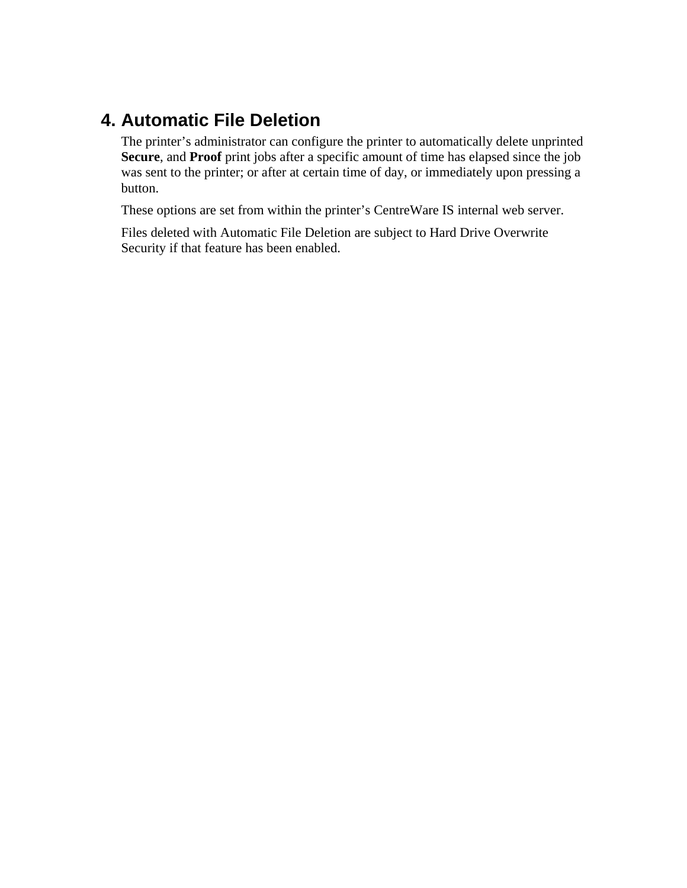## 4. Automatic File Deletion

The printer’s administrator can configure the printer to automatically delete unprinted **Secure**, and **Proof** print jobs after a specific amount of time has elapsed since the job was sent to the printer; or after at certain time of day, or immediately upon pressing a button.

These options are set from within the printer’s CentreWare IS internal web server.

Files deleted with Automatic File Deletion are subject to Hard Drive Overwrite Security if that feature has been enabled.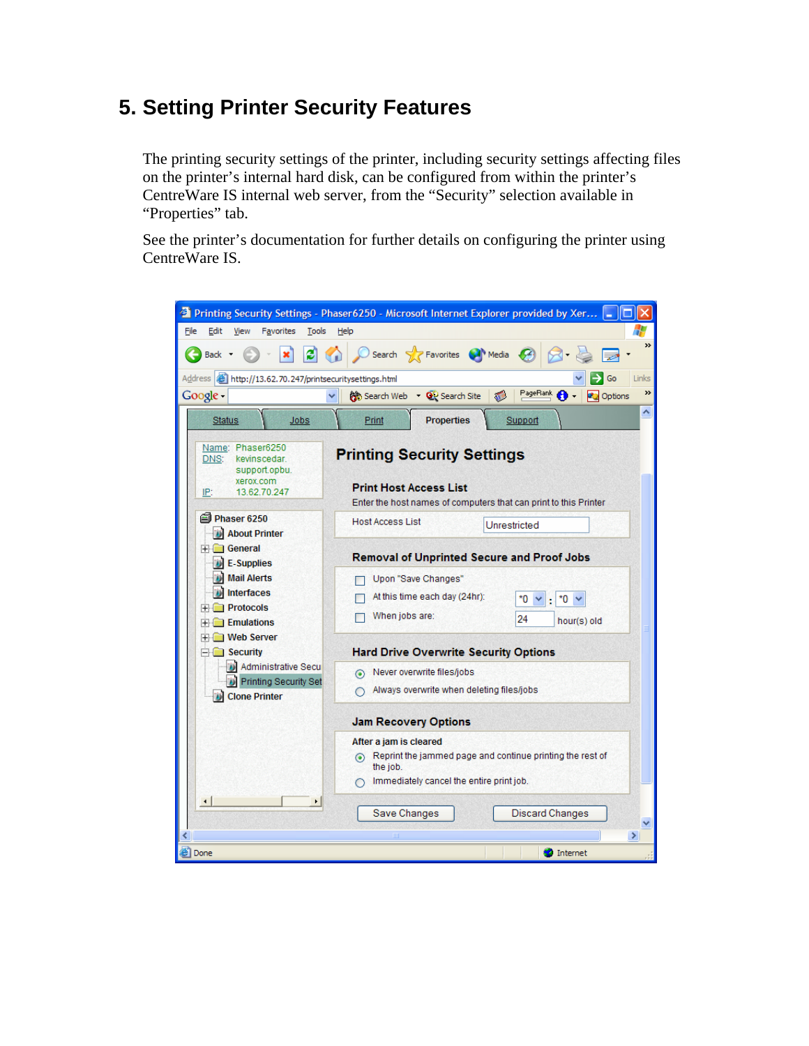## 5. Setting Printer Security Features

The printing security settings of the printer, including security settings affecting files on the printer's internal hard disk, can be configured from within the printer's CentreWare IS internal web server, from the "Security" selection available in "Properties" tab.

See the printer's documentation for further details on configuring the printer using CentreWare IS.